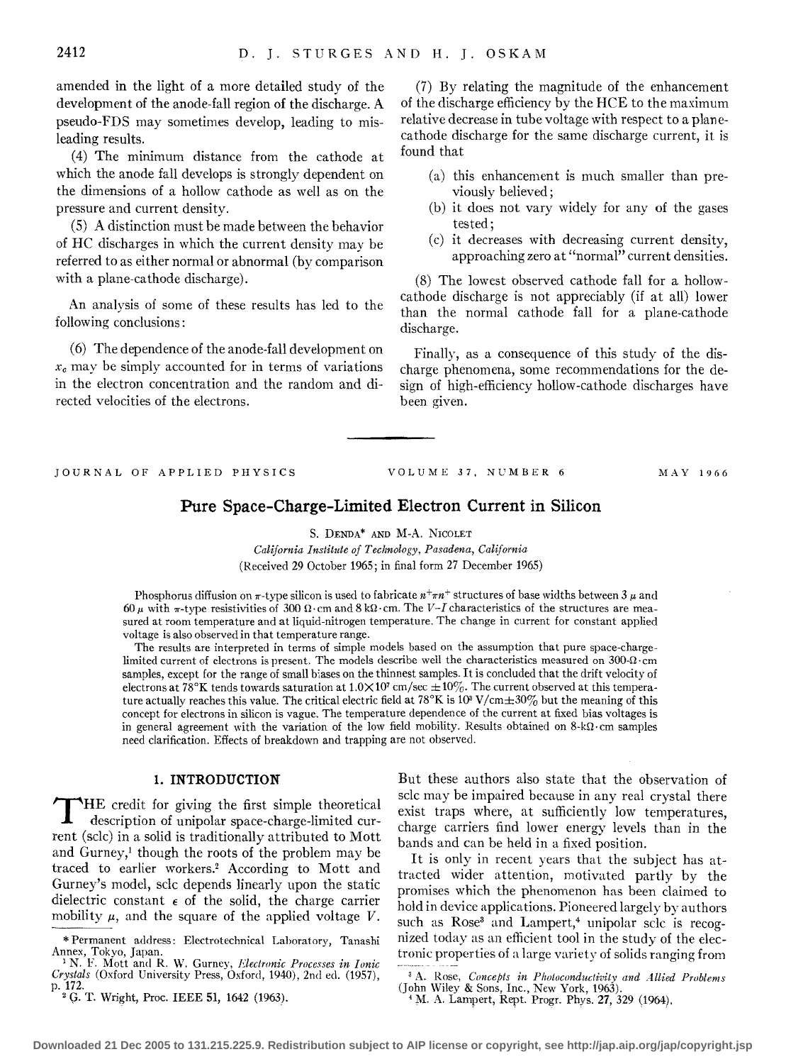amended in the light of a more detailed study of the development of the anode-fall region of the discharge. A pseudo-FDS may sometimes develop, leading to misleading results.

(4) The minimum distance from the cathode at which the anode fall develops is strongly dependent on the dimensions of a hollow cathode as well as on the pressure and current density.

(5) A distinction must be made between the behavior of HC discharges in which the current density may be referred to as either normal or abnormal (by comparison with a plane-cathode discharge).

An analysis of some of these results has led to the following conclusions:

(6) The dependence of the anode-fall development on $x_c$ may be simply accounted for in terms of variations in the electron concentration and the random and directed velocities of the electrons.

(7) By relating the magnitude of the enhancement of the discharge efficiency by the HCE to the maximum relative decrease in tube voltage with respect to a plane-cathode discharge for the same discharge current, it is found that

- (a) this enhancement is much smaller than previously believed;
- (b) it does not vary widely for any of the gases tested;
- (c) it decreases with decreasing current density, approaching zero at "normal" current densities.

(8) The lowest observed cathode fall for a hollow-cathode discharge is not appreciably (if at all) lower than the normal cathode fall for a plane-cathode discharge.

Finally, as a consequence of this study of the discharge phenomena, some recommendations for the design of high-efficiency hollow-cathode discharges have been given.

---

JOURNAL OF APPLIED PHYSICS VOLUME 37, NUMBER 6 MAY 1966

# Pure Space-Charge-Limited Electron Current in Silicon

S. DENDA* AND M-A. NICOLET

*California Institute of Technology, Pasadena, California*

(Received 29 October 1965; in final form 27 December 1965)

Phosphorus diffusion on $\pi$-type silicon is used to fabricate $n^+\pi n^+$ structures of base widths between 3 $\mu$ and 60 $\mu$ with $\pi$-type resistivities of 300 $\Omega\cdot$cm and 8 k$\Omega\cdot$cm. The $V$–$I$ characteristics of the structures are measured at room temperature and at liquid-nitrogen temperature. The change in current for constant applied voltage is also observed in that temperature range.

The results are interpreted in terms of simple models based on the assumption that pure space-charge-limited current of electrons is present. The models describe well the characteristics measured on 300-$\Omega\cdot$cm samples, except for the range of small biases on the thinnest samples. It is concluded that the drift velocity of electrons at 78°K tends towards saturation at $1.0\times10^7$ cm/sec $\pm10\%$. The current observed at this temperature actually reaches this value. The critical electric field at 78°K is $10^3$ V/cm$\pm30\%$ but the meaning of this concept for electrons in silicon is vague. The temperature dependence of the current at fixed bias voltages is in general agreement with the variation of the low field mobility. Results obtained on 8-k$\Omega\cdot$cm samples need clarification. Effects of breakdown and trapping are not observed.

## 1. INTRODUCTION

The credit for giving the first simple theoretical description of unipolar space-charge-limited current (sclc) in a solid is traditionally attributed to Mott and Gurney,[1] though the roots of the problem may be traced to earlier workers.[2] According to Mott and Gurney's model, sclc depends linearly upon the static dielectric constant $\epsilon$ of the solid, the charge carrier mobility $\mu$, and the square of the applied voltage $V$. But these authors also state that the observation of sclc may be impaired because in any real crystal there exist traps where, at sufficiently low temperatures, charge carriers find lower energy levels than in the bands and can be held in a fixed position.

It is only in recent years that the subject has attracted wider attention, motivated partly by the promises which the phenomenon has been claimed to hold in device applications. Pioneered largely by authors such as Rose[3] and Lampert,[4] unipolar sclc is recognized today as an efficient tool in the study of the electronic properties of a large variety of solids ranging from

\* Permanent address: Electrotechnical Laboratory, Tanashi Annex, Tokyo, Japan.

[1] N. F. Mott and R. W. Gurney, *Electronic Processes in Ionic Crystals* (Oxford University Press, Oxford, 1940), 2nd ed. (1957), p. 172.

[2] G. T. Wright, Proc. IEEE 51, 1642 (1963).

[3] A. Rose, *Concepts in Photoconductivity and Allied Problems* (John Wiley & Sons, Inc., New York, 1963).

[4] M. A. Lampert, Rept. Progr. Phys. 27, 329 (1964).

Downloaded 21 Dec 2005 to 131.215.225.9. Redistribution subject to AIP license or copyright, see http://jap.aip.org/jap/copyright.jsp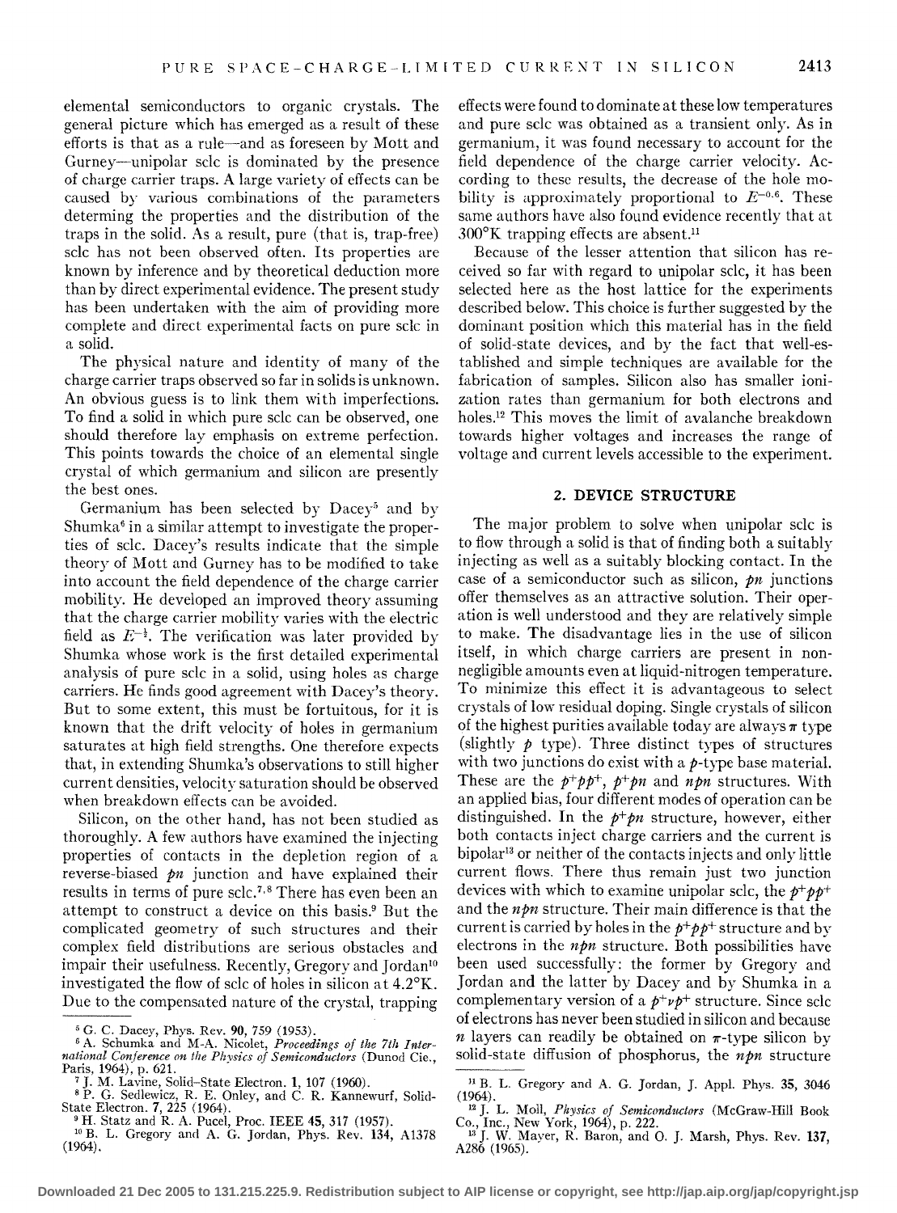elemental semiconductors to organic crystals. The general picture which has emerged as a result of these efforts is that as a rule—and as foreseen by Mott and Gurney—unipolar sclc is dominated by the presence of charge carrier traps. A large variety of effects can be caused by various combinations of the parameters determing the properties and the distribution of the traps in the solid. As a result, pure (that is, trap-free) sclc has not been observed often. Its properties are known by inference and by theoretical deduction more than by direct experimental evidence. The present study has been undertaken with the aim of providing more complete and direct experimental facts on pure sclc in a solid.

The physical nature and identity of many of the charge carrier traps observed so far in solids is unknown. An obvious guess is to link them with imperfections. To find a solid in which pure sclc can be observed, one should therefore lay emphasis on extreme perfection. This points towards the choice of an elemental single crystal of which germanium and silicon are presently the best ones.

Germanium has been selected by Dacey[5] and by Shumka[6] in a similar attempt to investigate the properties of sclc. Dacey's results indicate that the simple theory of Mott and Gurney has to be modified to take into account the field dependence of the charge carrier mobility. He developed an improved theory assuming that the charge carrier mobility varies with the electric field as $E^{-\frac{1}{2}}$. The verification was later provided by Shumka whose work is the first detailed experimental analysis of pure sclc in a solid, using holes as charge carriers. He finds good agreement with Dacey's theory. But to some extent, this must be fortuitous, for it is known that the drift velocity of holes in germanium saturates at high field strengths. One therefore expects that, in extending Shumka's observations to still higher current densities, velocity saturation should be observed when breakdown effects can be avoided.

Silicon, on the other hand, has not been studied as thoroughly. A few authors have examined the injecting properties of contacts in the depletion region of a reverse-biased *pn* junction and have explained their results in terms of pure sclc.[7,8] There has even been an attempt to construct a device on this basis.[9] But the complicated geometry of such structures and their complex field distributions are serious obstacles and impair their usefulness. Recently, Gregory and Jordan[10] investigated the flow of sclc of holes in silicon at 4.2°K. Due to the compensated nature of the crystal, trapping effects were found to dominate at these low temperatures and pure sclc was obtained as a transient only. As in germanium, it was found necessary to account for the field dependence of the charge carrier velocity. According to these results, the decrease of the hole mobility is approximately proportional to $E^{-0.6}$. These same authors have also found evidence recently that at 300°K trapping effects are absent.[11]

Because of the lesser attention that silicon has received so far with regard to unipolar sclc, it has been selected here as the host lattice for the experiments described below. This choice is further suggested by the dominant position which this material has in the field of solid-state devices, and by the fact that well-established and simple techniques are available for the fabrication of samples. Silicon also has smaller ionization rates than germanium for both electrons and holes.[12] This moves the limit of avalanche breakdown towards higher voltages and increases the range of voltage and current levels accessible to the experiment.

## 2. DEVICE STRUCTURE

The major problem to solve when unipolar sclc is to flow through a solid is that of finding both a suitably injecting as well as a suitably blocking contact. In the case of a semiconductor such as silicon, *pn* junctions offer themselves as an attractive solution. Their operation is well understood and they are relatively simple to make. The disadvantage lies in the use of silicon itself, in which charge carriers are present in non-negligible amounts even at liquid-nitrogen temperature. To minimize this effect it is advantageous to select crystals of low residual doping. Single crystals of silicon of the highest purities available today are always $\pi$ type (slightly *p* type). Three distinct types of structures with two junctions do exist with a *p*-type base material. These are the $p^+pp^+$, $p^+pn$ and *npn* structures. With an applied bias, four different modes of operation can be distinguished. In the $p^+pn$ structure, however, either both contacts inject charge carriers and the current is bipolar[13] or neither of the contacts injects and only little current flows. There thus remain just two junction devices with which to examine unipolar sclc, the $p^+pp^+$ and the *npn* structure. Their main difference is that the current is carried by holes in the $p^+pp^+$ structure and by electrons in the *npn* structure. Both possibilities have been used successfully: the former by Gregory and Jordan and the latter by Dacey and by Shumka in a complementary version of a $p^+\nu p^+$ structure. Since sclc of electrons has never been studied in silicon and because *n* layers can readily be obtained on $\pi$-type silicon by solid-state diffusion of phosphorus, the *npn* structure

---

[5] G. C. Dacey, Phys. Rev. **90**, 759 (1953).
[6] A. Schumka and M-A. Nicolet, *Proceedings of the 7th International Conference on the Physics of Semiconductors* (Dunod Cie., Paris, 1964), p. 621.
[7] J. M. Lavine, Solid-State Electron. **1**, 107 (1960).
[8] P. G. Sedlewicz, R. E. Onley, and C. R. Kannewurf, Solid-State Electron. **7**, 225 (1964).
[9] H. Statz and R. A. Pucel, Proc. IEEE **45**, 317 (1957).
[10] B. L. Gregory and A. G. Jordan, Phys. Rev. **134**, A1378 (1964).
[11] B. L. Gregory and A. G. Jordan, J. Appl. Phys. **35**, 3046 (1964).
[12] J. L. Moll, *Physics of Semiconductors* (McGraw-Hill Book Co., Inc., New York, 1964), p. 222.
[13] J. W. Mayer, R. Baron, and O. J. Marsh, Phys. Rev. **137**, A286 (1965).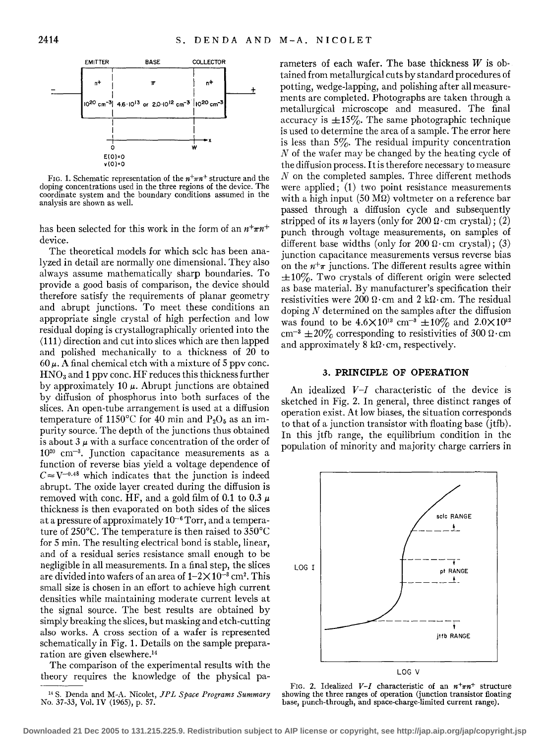FIG. 1. Schematic representation of the $n^+\pi n^+$ structure and the doping concentrations used in the three regions of the device. The coordinate system and the boundary conditions assumed in the analysis are shown as well.

has been selected for this work in the form of an $n^+\pi n^+$ device.

The theoretical models for which sclc has been analyzed in detail are normally one dimensional. They also always assume mathematically sharp boundaries. To provide a good basis of comparison, the device should therefore satisfy the requirements of planar geometry and abrupt junctions. To meet these conditions an appropriate single crystal of high perfection and low residual doping is crystallographically oriented into the $\langle 111 \rangle$ direction and cut into slices which are then lapped and polished mechanically to a thickness of 20 to 60 $\mu$. A final chemical etch with a mixture of 5 ppv conc. $HNO_3$ and 1 ppv conc. HF reduces this thickness further by approximately 10 $\mu$. Abrupt junctions are obtained by diffusion of phosphorus into both surfaces of the slices. An open-tube arrangement is used at a diffusion temperature of 1150°C for 40 min and $P_2O_5$ as an impurity source. The depth of the junctions thus obtained is about 3 $\mu$ with a surface concentration of the order of $10^{20}$ cm$^{-3}$. Junction capacitance measurements as a function of reverse bias yield a voltage dependence of $C \approx V^{-0.48}$ which indicates that the junction is indeed abrupt. The oxide layer created during the diffusion is removed with conc. HF, and a gold film of 0.1 to 0.3 $\mu$ thickness is then evaporated on both sides of the slices at a pressure of approximately $10^{-6}$ Torr, and a temperature of 250°C. The temperature is then raised to 350°C for 5 min. The resulting electrical bond is stable, linear, and of a residual series resistance small enough to be negligible in all measurements. In a final step, the slices are divided into wafers of an area of $1\text{–}2 \times 10^{-3}$ cm$^2$. This small size is chosen in an effort to achieve high current densities while maintaining moderate current levels at the signal source. The best results are obtained by simply breaking the slices, but masking and etch-cutting also works. A cross section of a wafer is represented schematically in Fig. 1. Details on the sample preparation are given elsewhere.[14]

The comparison of the experimental results with the theory requires the knowledge of the physical parameters of each wafer. The base thickness $W$ is obtained from metallurgical cuts by standard procedures of potting, wedge-lapping, and polishing after all measurements are completed. Photographs are taken through a metallurgical microscope and measured. The final accuracy is $\pm 15\%$. The same photographic technique is used to determine the area of a sample. The error here is less than 5%. The residual impurity concentration $N$ of the wafer may be changed by the heating cycle of the diffusion process. It is therefore necessary to measure $N$ on the completed samples. Three different methods were applied; (1) two point resistance measurements with a high input (50 M$\Omega$) voltmeter on a reference bar passed through a diffusion cycle and subsequently stripped of its $n$ layers (only for 200 $\Omega\cdot$cm crystal); (2) punch through voltage measurements, on samples of different base widths (only for 200 $\Omega\cdot$cm crystal); (3) junction capacitance measurements versus reverse bias on the $n^+\pi$ junctions. The different results agree within $\pm 10\%$. Two crystals of different origin were selected as base material. By manufacturer's specification their resistivities were 200 $\Omega\cdot$cm and 2 k$\Omega\cdot$cm. The residual doping $N$ determined on the samples after the diffusion was found to be $4.6 \times 10^{13}$ cm$^{-3}$ $\pm 10\%$ and $2.0 \times 10^{12}$ cm$^{-3}$ $\pm 20\%$ corresponding to resistivities of 300 $\Omega\cdot$cm and approximately 8 k$\Omega\cdot$cm, respectively.

## 3. PRINCIPLE OF OPERATION

An idealized $V$–$I$ characteristic of the device is sketched in Fig. 2. In general, three distinct ranges of operation exist. At low biases, the situation corresponds to that of a junction transistor with floating base (jtfb). In this jtfb range, the equilibrium condition in the population of minority and majority charge carriers in

FIG. 2. Idealized $V$–$I$ characteristic of an $n^+\pi n^+$ structure showing the three ranges of operation (junction transistor floating base, punch-through, and space-charge-limited current range).

[14] S. Denda and M-A. Nicolet, *JPL Space Programs Summary* No. 37-33, Vol. IV (1965), p. 57.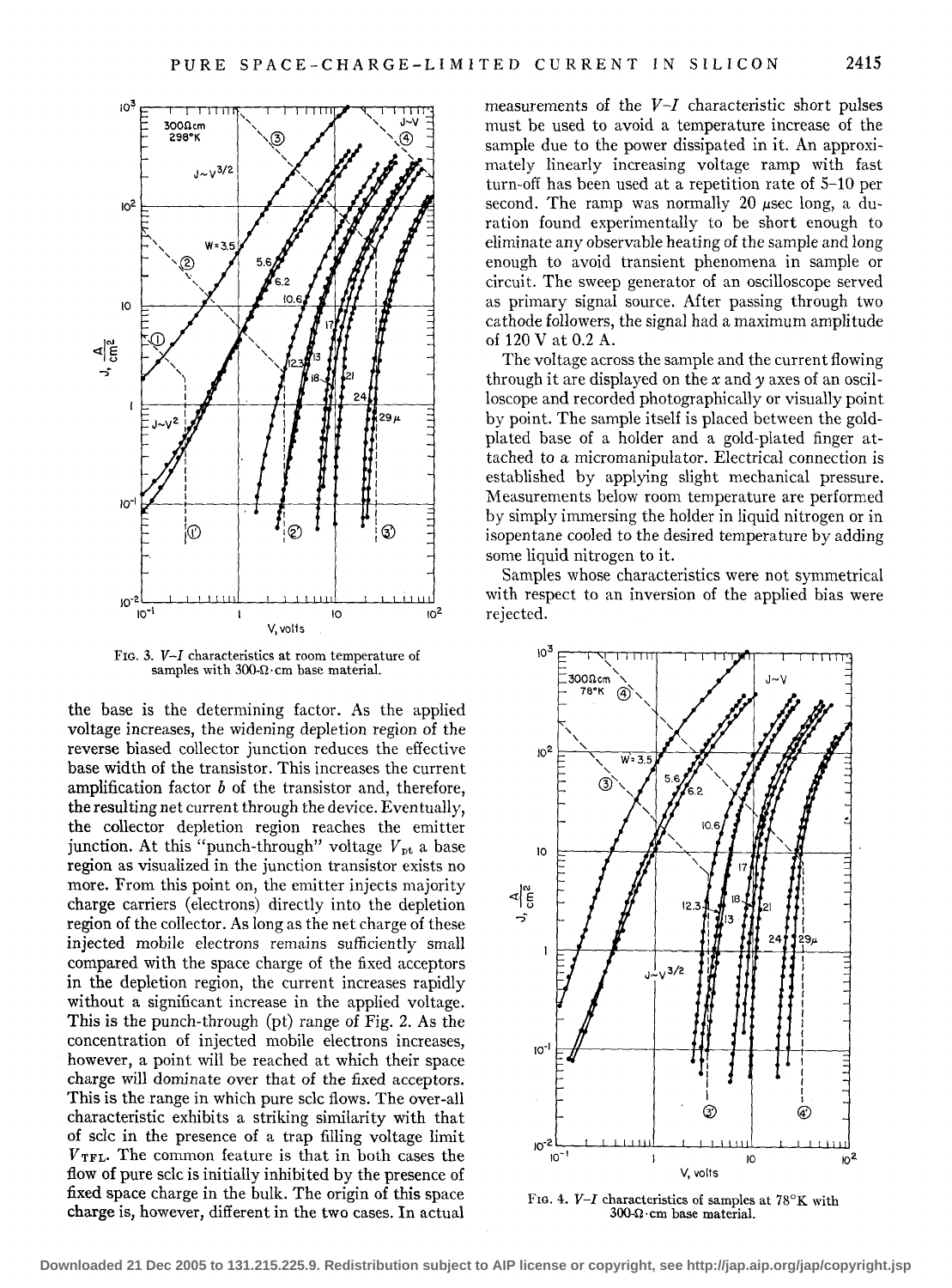FIG. 3. $V$–$I$ characteristics at room temperature of samples with 300-Ω·cm base material.

the base is the determining factor. As the applied voltage increases, the widening depletion region of the reverse biased collector junction reduces the effective base width of the transistor. This increases the current amplification factor $b$ of the transistor and, therefore, the resulting net current through the device. Eventually, the collector depletion region reaches the emitter junction. At this "punch-through" voltage $V_{pt}$ a base region as visualized in the junction transistor exists no more. From this point on, the emitter injects majority charge carriers (electrons) directly into the depletion region of the collector. As long as the net charge of these injected mobile electrons remains sufficiently small compared with the space charge of the fixed acceptors in the depletion region, the current increases rapidly without a significant increase in the applied voltage. This is the punch-through (pt) range of Fig. 2. As the concentration of injected mobile electrons increases, however, a point will be reached at which their space charge will dominate over that of the fixed acceptors. This is the range in which pure sclc flows. The over-all characteristic exhibits a striking similarity with that of sclc in the presence of a trap filling voltage limit $V_{TFL}$. The common feature is that in both cases the flow of pure sclc is initially inhibited by the presence of fixed space charge in the bulk. The origin of this space charge is, however, different in the two cases. In actual measurements of the $V$–$I$ characteristic short pulses must be used to avoid a temperature increase of the sample due to the power dissipated in it. An approximately linearly increasing voltage ramp with fast turn-off has been used at a repetition rate of 5–10 per second. The ramp was normally 20 μsec long, a duration found experimentally to be short enough to eliminate any observable heating of the sample and long enough to avoid transient phenomena in sample or circuit. The sweep generator of an oscilloscope served as primary signal source. After passing through two cathode followers, the signal had a maximum amplitude of 120 V at 0.2 A.

The voltage across the sample and the current flowing through it are displayed on the $x$ and $y$ axes of an oscilloscope and recorded photographically or visually point by point. The sample itself is placed between the gold-plated base of a holder and a gold-plated finger attached to a micromanipulator. Electrical connection is established by applying slight mechanical pressure. Measurements below room temperature are performed by simply immersing the holder in liquid nitrogen or in isopentane cooled to the desired temperature by adding some liquid nitrogen to it.

Samples whose characteristics were not symmetrical with respect to an inversion of the applied bias were rejected.

FIG. 4. $V$–$I$ characteristics of samples at 78°K with 300-Ω·cm base material.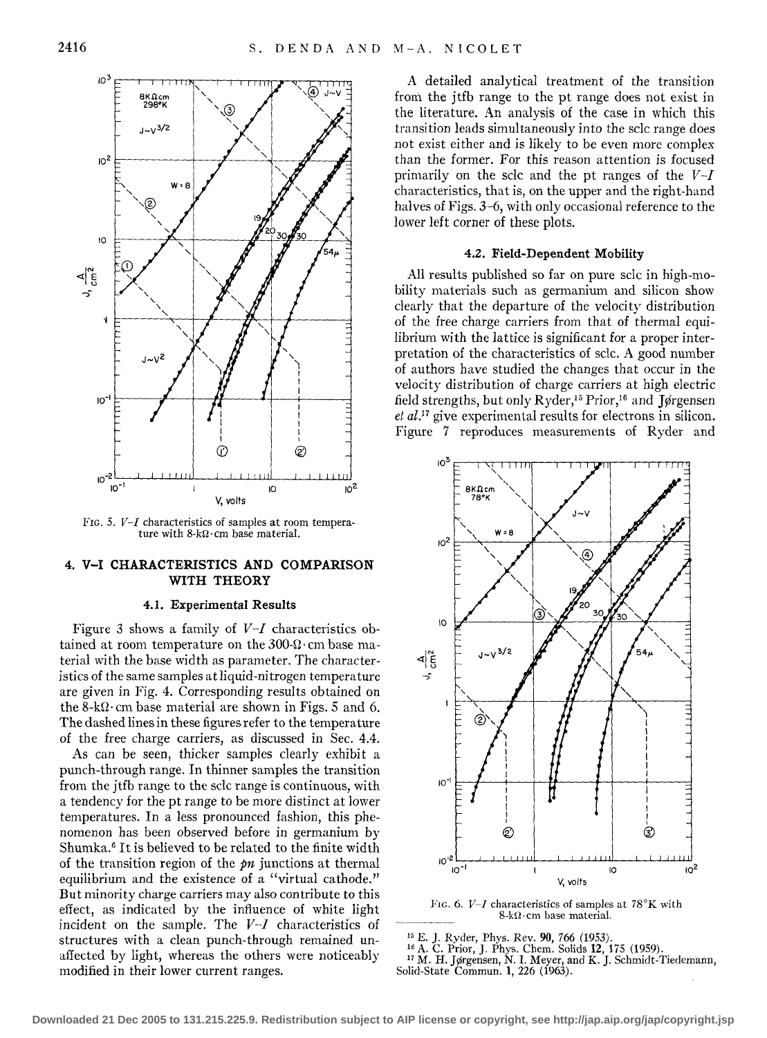FIG. 5. $V$–$I$ characteristics of samples at room temperature with 8-kΩ·cm base material.

## 4. V–I CHARACTERISTICS AND COMPARISON WITH THEORY

### 4.1. Experimental Results

Figure 3 shows a family of $V$–$I$ characteristics obtained at room temperature on the 300-Ω·cm base material with the base width as parameter. The characteristics of the same samples at liquid-nitrogen temperature are given in Fig. 4. Corresponding results obtained on the 8-kΩ·cm base material are shown in Figs. 5 and 6. The dashed lines in these figures refer to the temperature of the free charge carriers, as discussed in Sec. 4.4.

As can be seen, thicker samples clearly exhibit a punch-through range. In thinner samples the transition from the jtfb range to the sclc range is continuous, with a tendency for the pt range to be more distinct at lower temperatures. In a less pronounced fashion, this phenomenon has been observed before in germanium by Shumka.[6] It is believed to be related to the finite width of the transition region of the *pn* junctions at thermal equilibrium and the existence of a "virtual cathode." But minority charge carriers may also contribute to this effect, as indicated by the influence of white light incident on the sample. The $V$–$I$ characteristics of structures with a clean punch-through remained unaffected by light, whereas the others were noticeably modified in their lower current ranges.

A detailed analytical treatment of the transition from the jtfb range to the pt range does not exist in the literature. An analysis of the case in which this transition leads simultaneously into the sclc range does not exist either and is likely to be even more complex than the former. For this reason attention is focused primarily on the sclc and the pt ranges of the $V$–$I$ characteristics, that is, on the upper and the right-hand halves of Figs. 3–6, with only occasional reference to the lower left corner of these plots.

### 4.2. Field-Dependent Mobility

All results published so far on pure sclc in high-mobility materials such as germanium and silicon show clearly that the departure of the velocity distribution of the free charge carriers from that of thermal equilibrium with the lattice is significant for a proper interpretation of the characteristics of sclc. A good number of authors have studied the changes that occur in the velocity distribution of charge carriers at high electric field strengths, but only Ryder,[15] Prior,[16] and Jørgensen *et al.*[17] give experimental results for electrons in silicon. Figure 7 reproduces measurements of Ryder and

FIG. 6. $V$–$I$ characteristics of samples at 78°K with 8-kΩ·cm base material.

[15] E. J. Ryder, Phys. Rev. **90**, 766 (1953).
[16] A. C. Prior, J. Phys. Chem. Solids **12**, 175 (1959).
[17] M. H. Jørgensen, N. I. Meyer, and K. J. Schmidt-Tiedemann, Solid-State Commun. **1**, 226 (1963).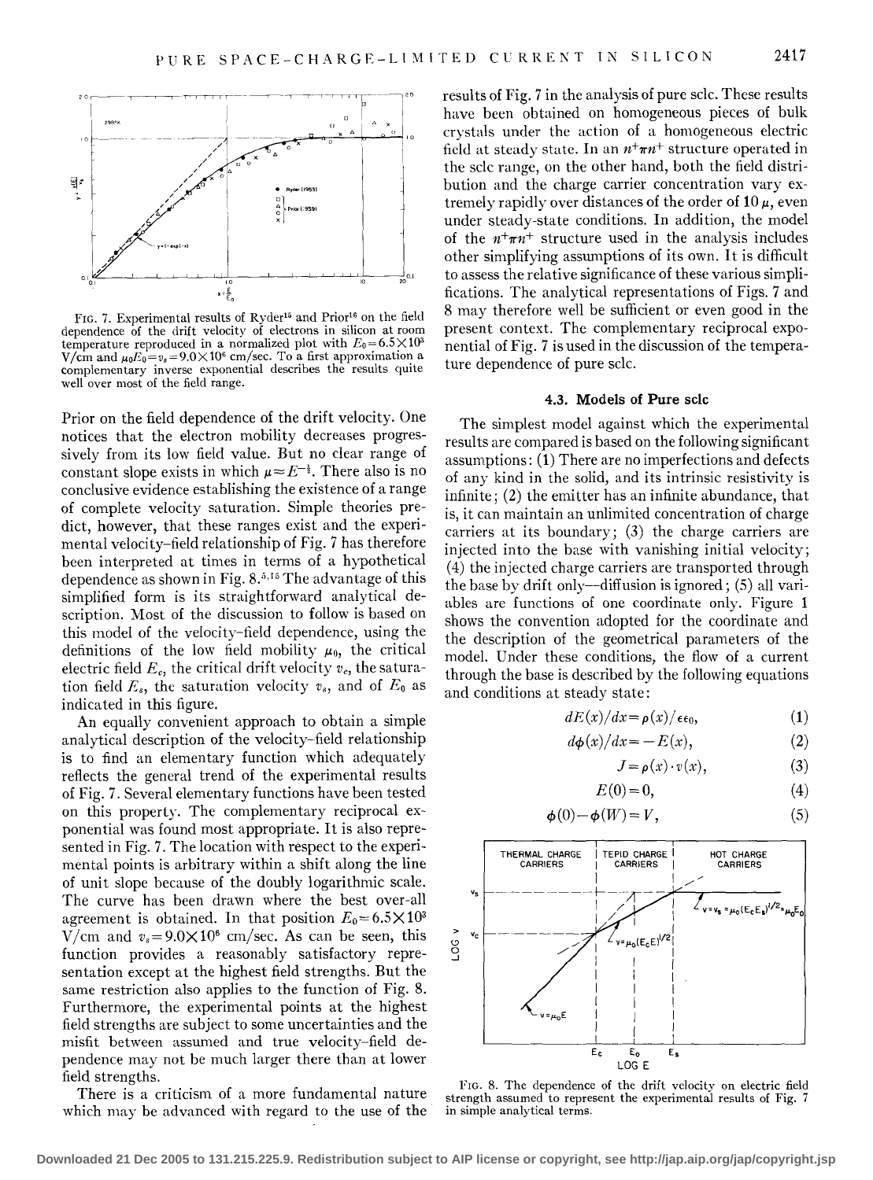FIG. 7. Experimental results of Ryder[15] and Prior[16] on the field dependence of the drift velocity of electrons in silicon at room temperature reproduced in a normalized plot with $E_0 = 6.5\times10^3$ V/cm and $\mu_0 E_0 = v_s = 9.0\times10^6$ cm/sec. To a first approximation a complementary inverse exponential describes the results quite well over most of the field range.

Prior on the field dependence of the drift velocity. One notices that the electron mobility decreases progressively from its low field value. But no clear range of constant slope exists in which $\mu \approx E^{-\frac{1}{2}}$. There also is no conclusive evidence establishing the existence of a range of complete velocity saturation. Simple theories predict, however, that these ranges exist and the experimental velocity–field relationship of Fig. 7 has therefore been interpreted at times in terms of a hypothetical dependence as shown in Fig. 8.[5,15] The advantage of this simplified form is its straightforward analytical description. Most of the discussion to follow is based on this model of the velocity–field dependence, using the definitions of the low field mobility $\mu_0$, the critical electric field $E_c$, the critical drift velocity $v_c$, the saturation field $E_s$, the saturation velocity $v_s$, and of $E_0$ as indicated in this figure.

An equally convenient approach to obtain a simple analytical description of the velocity–field relationship is to find an elementary function which adequately reflects the general trend of the experimental results of Fig. 7. Several elementary functions have been tested on this property. The complementary reciprocal exponential was found most appropriate. It is also represented in Fig. 7. The location with respect to the experimental points is arbitrary within a shift along the line of unit slope because of the doubly logarithmic scale. The curve has been drawn where the best over-all agreement is obtained. In that position $E_0 \approx 6.5\times10^3$ V/cm and $v_s = 9.0\times10^6$ cm/sec. As can be seen, this function provides a reasonably satisfactory representation except at the highest field strengths. But the same restriction also applies to the function of Fig. 8. Furthermore, the experimental points at the highest field strengths are subject to some uncertainties and the misfit between assumed and true velocity–field dependence may not be much larger there than at lower field strengths.

There is a criticism of a more fundamental nature which may be advanced with regard to the use of the results of Fig. 7 in the analysis of pure sclc. These results have been obtained on homogeneous pieces of bulk crystals under the action of a homogeneous electric field at steady state. In an $n^+\pi n^+$ structure operated in the sclc range, on the other hand, both the field distribution and the charge carrier concentration vary extremely rapidly over distances of the order of 10 $\mu$, even under steady-state conditions. In addition, the model of the $n^+\pi n^+$ structure used in the analysis includes other simplifying assumptions of its own. It is difficult to assess the relative significance of these various simplifications. The analytical representations of Figs. 7 and 8 may therefore well be sufficient or even good in the present context. The complementary reciprocal exponential of Fig. 7 is used in the discussion of the temperature dependence of pure sclc.

### 4.3. Models of Pure sclc

The simplest model against which the experimental results are compared is based on the following significant assumptions: (1) There are no imperfections and defects of any kind in the solid, and its intrinsic resistivity is infinite; (2) the emitter has an infinite abundance, that is, it can maintain an unlimited concentration of charge carriers at its boundary; (3) the charge carriers are injected into the base with vanishing initial velocity; (4) the injected charge carriers are transported through the base by drift only—diffusion is ignored; (5) all variables are functions of one coordinate only. Figure 1 shows the convention adopted for the coordinate and the description of the geometrical parameters of the model. Under these conditions, the flow of a current through the base is described by the following equations and conditions at steady state:

$$dE(x)/dx = \rho(x)/\epsilon\epsilon_0, \tag{1}$$

$$d\phi(x)/dx = -E(x), \tag{2}$$

$$J = \rho(x)\cdot v(x), \tag{3}$$

$$E(0) = 0, \tag{4}$$

$$\phi(0) - \phi(W) = V, \tag{5}$$

FIG. 8. The dependence of the drift velocity on electric field strength assumed to represent the experimental results of Fig. 7 in simple analytical terms.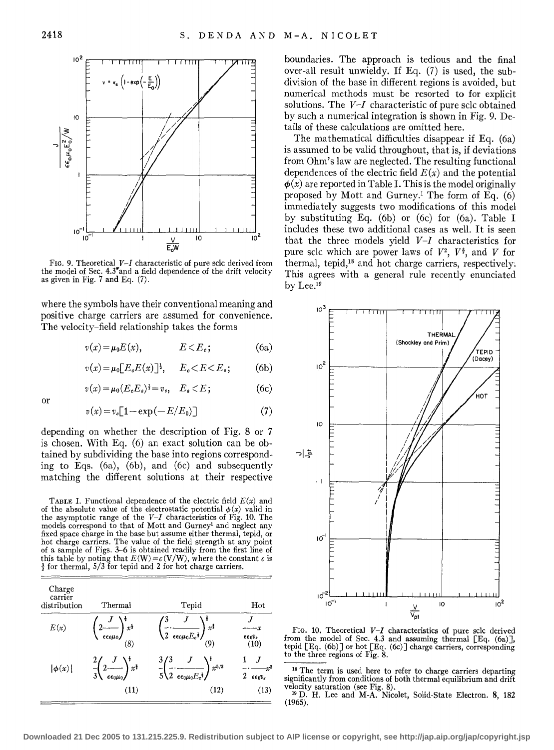FIG. 9. Theoretical $V$–$I$ characteristic of pure sclc derived from the model of Sec. 4.3 and a field dependence of the drift velocity as given in Fig. 7 and Eq. (7).

where the symbols have their conventional meaning and positive charge carriers are assumed for convenience. The velocity–field relationship takes the forms

$$v(x) = \mu_0 E(x), \qquad E < E_c; \tag{6a}$$

$$v(x) = \mu_0 [E_c E(x)]^{\frac{1}{2}}, \qquad E_c < E < E_s; \tag{6b}$$

$$v(x) = \mu_0 (E_c E_s)^{\frac{1}{2}} = v_s, \quad E_s < E; \tag{6c}$$

or

$$v(x) = v_s[1 - \exp(-E/E_0)] \tag{7}$$

depending on whether the description of Fig. 8 or 7 is chosen. With Eq. (6) an exact solution can be obtained by subdividing the base into regions corresponding to Eqs. (6a), (6b), and (6c) and subsequently matching the different solutions at their respective boundaries. The approach is tedious and the final over-all result unwieldy. If Eq. (7) is used, the subdivision of the base in different regions is avoided, but numerical methods must be resorted to for explicit solutions. The $V$–$I$ characteristic of pure sclc obtained by such a numerical integration is shown in Fig. 9. Details of these calculations are omitted here.

The mathematical difficulties disappear if Eq. (6a) is assumed to be valid throughout, that is, if deviations from Ohm's law are neglected. The resulting functional dependences of the electric field $E(x)$ and the potential $\phi(x)$ are reported in Table I. This is the model originally proposed by Mott and Gurney.[1] The form of Eq. (6) immediately suggests two modifications of this model by substituting Eq. (6b) or (6c) for (6a). Table I includes these two additional cases as well. It is seen that the three models yield $V$–$I$ characteristics for pure sclc which are power laws of $V^2$, $V^{\frac{3}{2}}$, and $V$ for thermal, tepid,[18] and hot charge carriers, respectively. This agrees with a general rule recently enunciated by Lee.[19]

TABLE I. Functional dependence of the electric field $E(x)$ and of the absolute value of the electrostatic potential $\phi(x)$ valid in the asymptotic range of the $V$–$I$ characteristics of Fig. 10. The models correspond to that of Mott and Gurney[1] and neglect any fixed space charge in the base but assume either thermal, tepid, or hot charge carriers. The value of the field strength at any point of a sample of Figs. 3–6 is obtained readily from the first line of this table by noting that $E(W) = c(V/W)$, where the constant $c$ is $\frac{3}{2}$ for thermal, 5/3 for tepid and 2 for hot charge carriers.

| Charge carrier distribution | Thermal | Tepid | Hot |
|---|---|---|---|
| $E(x)$ | $\left(2\frac{J}{\epsilon\epsilon_0\mu_0}\right)^{\frac{1}{2}} x^{\frac{1}{2}}$ (8) | $\left(\frac{3}{2}\cdot\frac{J}{\epsilon\epsilon_0\mu_0 E_c^{\frac{1}{2}}}\right)^{\frac{2}{3}} x^{\frac{2}{3}}$ (9) | $\frac{J}{\epsilon\epsilon_0 v_s} x$ (10) |
| $\lvert\phi(x)\rvert$ | $\frac{2}{3}\left(2\frac{J}{\epsilon\epsilon_0\mu_0}\right)^{\frac{1}{2}} x^{\frac{3}{2}}$ (11) | $\frac{3}{5}\left(\frac{3}{2}\cdot\frac{J}{\epsilon\epsilon_0\mu_0 E_c^{\frac{1}{2}}}\right)^{\frac{2}{3}} x^{5/3}$ (12) | $\frac{1}{2}\cdot\frac{J}{\epsilon\epsilon_0 v_s} x^2$ (13) |

FIG. 10. Theoretical $V$–$I$ characteristics of pure sclc derived from the model of Sec. 4.3 and assuming thermal [Eq. (6a)], tepid [Eq. (6b)] or hot [Eq. (6c)] charge carriers, corresponding to the three regions of Fig. 8.

[18] The term is used here to refer to charge carriers departing significantly from conditions of both thermal equilibrium and drift velocity saturation (see Fig. 8).

[19] D. H. Lee and M-A. Nicolet, Solid-State Electron. 8, 182 (1965).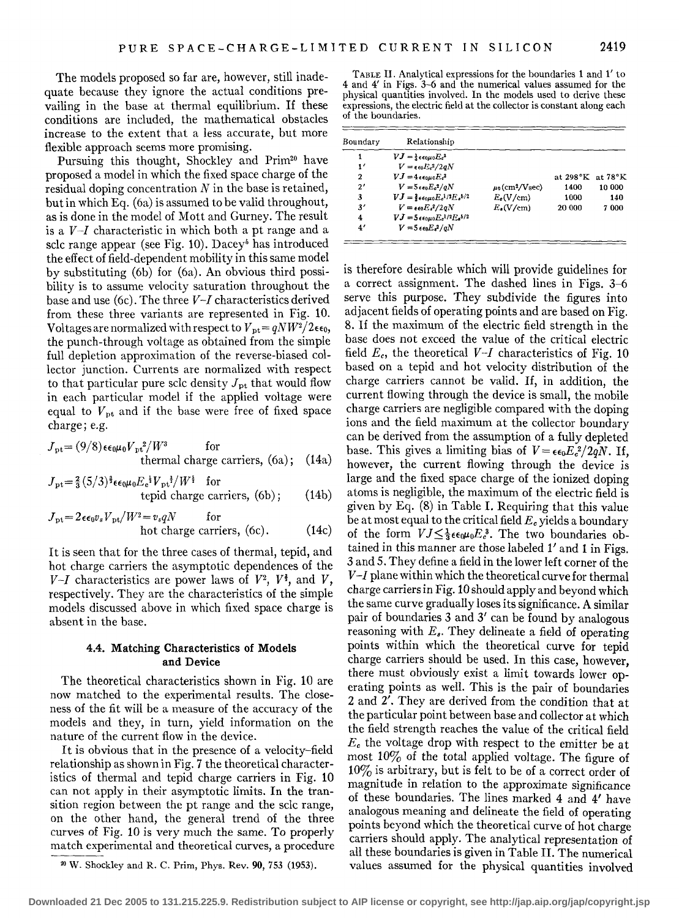The models proposed so far are, however, still inadequate because they ignore the actual conditions prevailing in the base at thermal equilibrium. If these conditions are included, the mathematical obstacles increase to the extent that a less accurate, but more flexible approach seems more promising.

Pursuing this thought, Shockley and Prim[20] have proposed a model in which the fixed space charge of the residual doping concentration $N$ in the base is retained, but in which Eq. (6a) is assumed to be valid throughout, as is done in the model of Mott and Gurney. The result is a $V$–$I$ characteristic in which both a pt range and a sclc range appear (see Fig. 10). Dacey[5] has introduced the effect of field-dependent mobility in this same model by substituting (6b) for (6a). An obvious third possibility is to assume velocity saturation throughout the base and use (6c). The three $V$–$I$ characteristics derived from these three variants are represented in Fig. 10. Voltages are normalized with respect to $V_{pt}=qNW^2/2\epsilon\epsilon_0$, the punch-through voltage as obtained from the simple full depletion approximation of the reverse-biased collector junction. Currents are normalized with respect to that particular pure sclc density $J_{pt}$ that would flow in each particular model if the applied voltage were equal to $V_{pt}$ and if the base were free of fixed space charge; e.g.

$$J_{pt}=(9/8)\epsilon\epsilon_0\mu_0 V_{pt}^2/W^3 \quad \text{for thermal charge carriers, (6a);} \tag{14a}$$

$$J_{pt}=\tfrac{2}{3}(5/3)^{\frac{3}{2}}\epsilon\epsilon_0\mu_0 E_c^{\frac{1}{2}} V_{pt}^{\frac{3}{2}}/W^{\frac{5}{2}} \quad \text{for tepid charge carriers, (6b);} \tag{14b}$$

$$J_{pt}=2\epsilon\epsilon_0 v_s V_{pt}/W^2=v_s qN \quad \text{for hot charge carriers, (6c).} \tag{14c}$$

It is seen that for the three cases of thermal, tepid, and hot charge carriers the asymptotic dependences of the $V$–$I$ characteristics are power laws of $V^2$, $V^{\frac{3}{2}}$, and $V$, respectively. They are the characteristics of the simple models discussed above in which fixed space charge is absent in the base.

### 4.4. Matching Characteristics of Models and Device

The theoretical characteristics shown in Fig. 10 are now matched to the experimental results. The closeness of the fit will be a measure of the accuracy of the models and they, in turn, yield information on the nature of the current flow in the device.

It is obvious that in the presence of a velocity–field relationship as shown in Fig. 7 the theoretical characteristics of thermal and tepid charge carriers in Fig. 10 can not apply in their asymptotic limits. In the transition region between the pt range and the sclc range, on the other hand, the general trend of the three curves of Fig. 10 is very much the same. To properly match experimental and theoretical curves, a procedure is therefore desirable which will provide guidelines for a correct assignment. The dashed lines in Figs. 3–6 serve this purpose. They subdivide the figures into adjacent fields of operating points and are based on Fig. 8. If the maximum of the electric field strength in the base does not exceed the value of the critical electric field $E_c$, the theoretical $V$–$I$ characteristics of Fig. 10 based on a tepid and hot velocity distribution of the charge carriers cannot be valid. If, in addition, the current flowing through the device is small, the mobile charge carriers are negligible compared with the doping ions and the field maximum at the collector boundary can be derived from the assumption of a fully depleted base. This gives a limiting bias of $V=\epsilon\epsilon_0E_c^2/2qN$. If, however, the current flowing through the device is large and the fixed space charge of the ionized doping atoms is negligible, the maximum of the electric field is given by Eq. (8) in Table I. Requiring that this value be at most equal to the critical field $E_c$ yields a boundary of the form $VJ\leq\frac{1}{3}\epsilon\epsilon_0\mu_0E_c^3$. The two boundaries obtained in this manner are those labeled 1′ and 1 in Figs. 3 and 5. They define a field in the lower left corner of the $V$–$I$ plane within which the theoretical curve for thermal charge carriers in Fig. 10 should apply and beyond which the same curve gradually loses its significance. A similar pair of boundaries 3 and 3′ can be found by analogous reasoning with $E_s$. They delineate a field of operating points within which the theoretical curve for tepid charge carriers should be used. In this case, however, there must obviously exist a limit towards lower operating points as well. This is the pair of boundaries 2 and 2′. They are derived from the condition that at the particular point between base and collector at which the field strength reaches the value of the critical field $E_c$ the voltage drop with respect to the emitter be at most 10% of the total applied voltage. The figure of 10% is arbitrary, but is felt to be of a correct order of magnitude in relation to the approximate significance of these boundaries. The lines marked 4 and 4′ have analogous meaning and delineate the field of operating points beyond which the theoretical curve of hot charge carriers should apply. The analytical representation of all these boundaries is given in Table II. The numerical values assumed for the physical quantities involved

[20] W. Shockley and R. C. Prim, Phys. Rev. **90**, 753 (1953).

TABLE II. Analytical expressions for the boundaries 1 and 1′ to 4 and 4′ in Figs. 3–6 and the numerical values assumed for the physical quantities involved. In the models used to derive these expressions, the electric field at the collector is constant along each of the boundaries.

| Boundary | Relationship | | at 298°K | at 78°K |
|---|---|---|---|---|
| 1 | $VJ=\frac{1}{3}\epsilon\epsilon_0\mu_0E_c^3$ | | | |
| 1′ | $V=\epsilon\epsilon_0E_c^2/2qN$ | | | |
| 2 | $VJ=4\epsilon\epsilon_0\mu_0E_c^3$ | | | |
| 2′ | $V=5\epsilon\epsilon_0E_c^2/qN$ | $\mu_0$(cm²/Vsec) | 1400 | 10 000 |
| 3 | $VJ=\frac{2}{5}\epsilon\epsilon_0\mu_0E_c^{1/2}E_s^{5/2}$ | $E_c$(V/cm) | 1000 | 140 |
| 3′ | $V=\epsilon\epsilon_0E_s^2/2qN$ | $E_s$(V/cm) | 20 000 | 7 000 |
| 4 | $VJ=5\epsilon\epsilon_0\mu_0E_c^{1/2}E_s^{5/2}$ | | | |
| 4′ | $V=5\epsilon\epsilon_0E_s^2/qN$ | | | |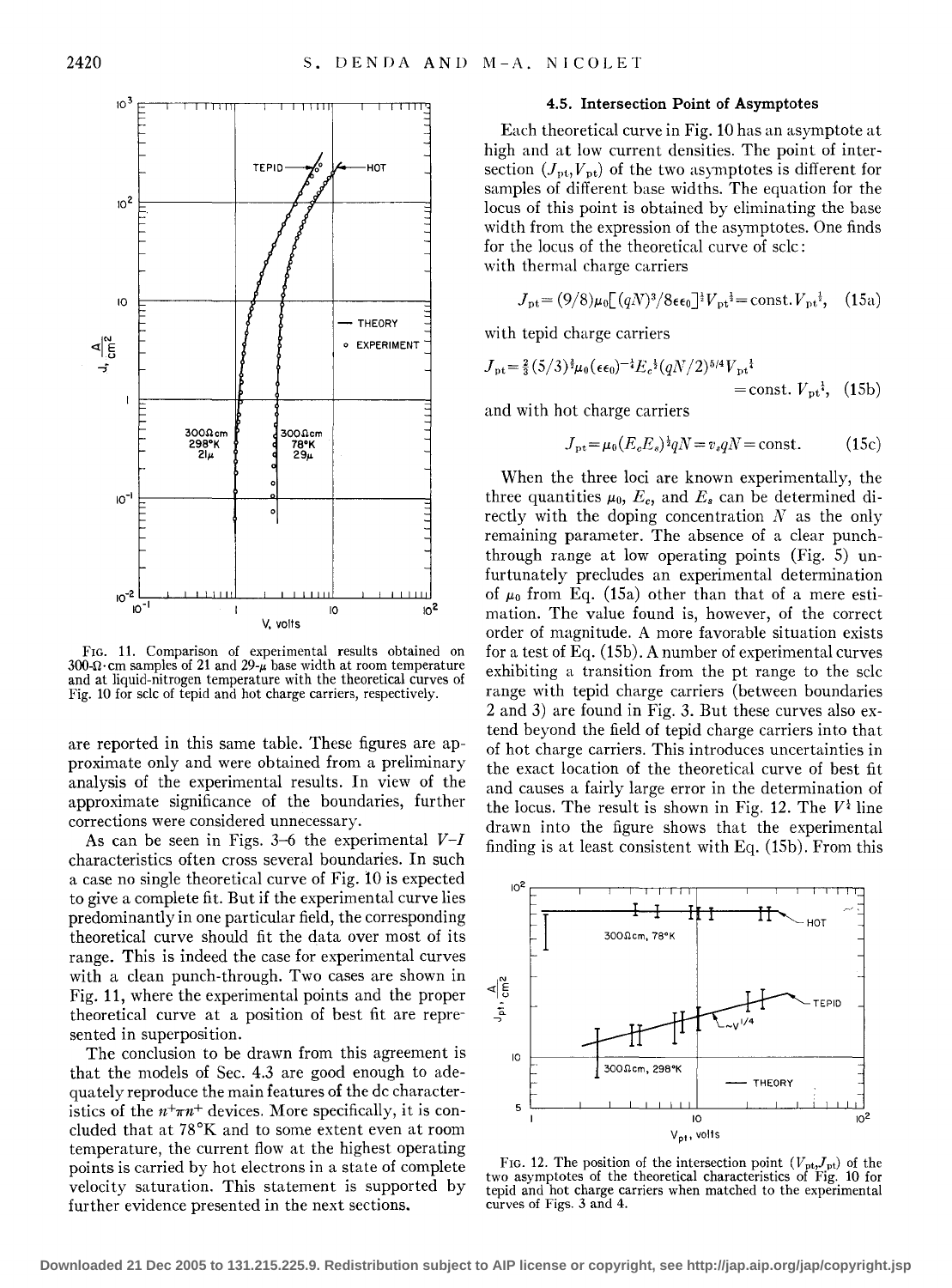FIG. 11. Comparison of experimental results obtained on 300-Ω·cm samples of 21 and 29-μ base width at room temperature and at liquid-nitrogen temperature with the theoretical curves of Fig. 10 for sclc of tepid and hot charge carriers, respectively.

are reported in this same table. These figures are approximate only and were obtained from a preliminary analysis of the experimental results. In view of the approximate significance of the boundaries, further corrections were considered unnecessary.

As can be seen in Figs. 3–6 the experimental $V$–$I$ characteristics often cross several boundaries. In such a case no single theoretical curve of Fig. 10 is expected to give a complete fit. But if the experimental curve lies predominantly in one particular field, the corresponding theoretical curve should fit the data over most of its range. This is indeed the case for experimental curves with a clean punch-through. Two cases are shown in Fig. 11, where the experimental points and the proper theoretical curve at a position of best fit are represented in superposition.

The conclusion to be drawn from this agreement is that the models of Sec. 4.3 are good enough to adequately reproduce the main features of the dc characteristics of the $n^+\pi n^+$ devices. More specifically, it is concluded that at 78°K and to some extent even at room temperature, the current flow at the highest operating points is carried by hot electrons in a state of complete velocity saturation. This statement is supported by further evidence presented in the next sections.

### 4.5. Intersection Point of Asymptotes

Each theoretical curve in Fig. 10 has an asymptote at high and at low current densities. The point of intersection $(J_{\mathrm{pt}}, V_{\mathrm{pt}})$ of the two asymptotes is different for samples of different base widths. The equation for the locus of this point is obtained by eliminating the base width from the expression of the asymptotes. One finds for the locus of the theoretical curve of sclc:
with thermal charge carriers

$$J_{\mathrm{pt}} = (9/8)\mu_0[(qN)^3/8\epsilon\epsilon_0]^{\frac{1}{2}} V_{\mathrm{pt}}^{\frac{1}{2}} = \mathrm{const.}\, V_{\mathrm{pt}}^{\frac{1}{2}}, \quad (15\mathrm{a})$$

with tepid charge carriers

$$J_{\mathrm{pt}} = \tfrac{2}{3}(5/3)^{\frac{3}{4}}\mu_0(\epsilon\epsilon_0)^{-\frac{1}{4}} E_c^{\frac{1}{2}} (qN/2)^{5/4} V_{\mathrm{pt}}^{\frac{1}{4}} = \mathrm{const.}\, V_{\mathrm{pt}}^{\frac{1}{4}}, \quad (15\mathrm{b})$$

and with hot charge carriers

$$J_{\mathrm{pt}} = \mu_0(E_c E_s)^{\frac{1}{2}} qN = v_s qN = \mathrm{const.} \quad (15\mathrm{c})$$

When the three loci are known experimentally, the three quantities $\mu_0$, $E_c$, and $E_s$ can be determined directly with the doping concentration $N$ as the only remaining parameter. The absence of a clear punch-through range at low operating points (Fig. 5) unfortunately precludes an experimental determination of $\mu_0$ from Eq. (15a) other than that of a mere estimation. The value found is, however, of the correct order of magnitude. A more favorable situation exists for a test of Eq. (15b). A number of experimental curves exhibiting a transition from the pt range to the sclc range with tepid charge carriers (between boundaries 2 and 3) are found in Fig. 3. But these curves also extend beyond the field of tepid charge carriers into that of hot charge carriers. This introduces uncertainties in the exact location of the theoretical curve of best fit and causes a fairly large error in the determination of the locus. The result is shown in Fig. 12. The $V^{\frac{1}{4}}$ line drawn into the figure shows that the experimental finding is at least consistent with Eq. (15b). From this

FIG. 12. The position of the intersection point $(V_{\mathrm{pt}}, J_{\mathrm{pt}})$ of the two asymptotes of the theoretical characteristics of Fig. 10 for tepid and hot charge carriers when matched to the experimental curves of Figs. 3 and 4.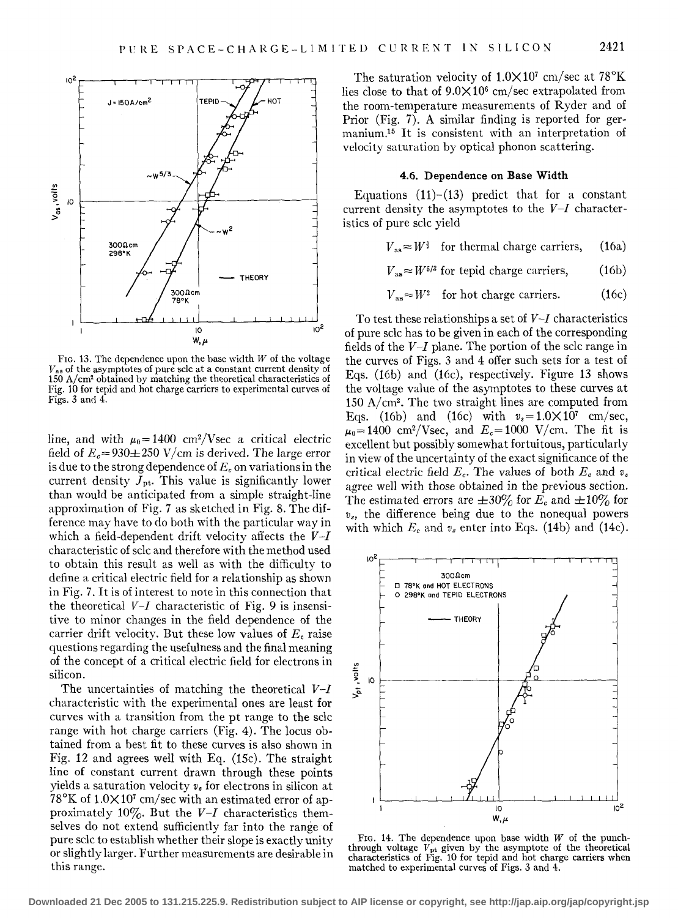FIG. 13. The dependence upon the base width $W$ of the voltage $V_{as}$ of the asymptotes of pure sclc at a constant current density of 150 A/cm² obtained by matching the theoretical characteristics of Fig. 10 for tepid and hot charge carriers to experimental curves of Figs. 3 and 4.

line, and with $\mu_0 = 1400$ cm²/Vsec a critical electric field of $E_c = 930 \pm 250$ V/cm is derived. The large error is due to the strong dependence of $E_c$ on variations in the current density $J_{pt}$. This value is significantly lower than would be anticipated from a simple straight-line approximation of Fig. 7 as sketched in Fig. 8. The difference may have to do both with the particular way in which a field-dependent drift velocity affects the $V$–$I$ characteristic of sclc and therefore with the method used to obtain this result as well as with the difficulty to define a critical electric field for a relationship as shown in Fig. 7. It is of interest to note in this connection that the theoretical $V$–$I$ characteristic of Fig. 9 is insensitive to minor changes in the field dependence of the carrier drift velocity. But these low values of $E_c$ raise questions regarding the usefulness and the final meaning of the concept of a critical electric field for electrons in silicon.

The uncertainties of matching the theoretical $V$–$I$ characteristic with the experimental ones are least for curves with a transition from the pt range to the sclc range with hot charge carriers (Fig. 4). The locus obtained from a best fit to these curves is also shown in Fig. 12 and agrees well with Eq. (15c). The straight line of constant current drawn through these points yields a saturation velocity $v_s$ for electrons in silicon at 78°K of $1.0 \times 10^7$ cm/sec with an estimated error of approximately 10%. But the $V$–$I$ characteristics themselves do not extend sufficiently far into the range of pure sclc to establish whether their slope is exactly unity or slightly larger. Further measurements are desirable in this range.

The saturation velocity of $1.0 \times 10^7$ cm/sec at 78°K lies close to that of $9.0 \times 10^6$ cm/sec extrapolated from the room-temperature measurements of Ryder and of Prior (Fig. 7). A similar finding is reported for germanium.[15] It is consistent with an interpretation of velocity saturation by optical phonon scattering.

### 4.6. Dependence on Base Width

Equations (11)–(13) predict that for a constant current density the asymptotes to the $V$–$I$ characteristics of pure sclc yield

$$V_{as} \approx W^{\frac{3}{2}} \quad \text{for thermal charge carriers,} \qquad (16a)$$

$$V_{as} \approx W^{5/3} \quad \text{for tepid charge carriers,} \qquad (16b)$$

$$V_{as} \approx W^2 \quad \text{for hot charge carriers.} \qquad (16c)$$

To test these relationships a set of $V$–$I$ characteristics of pure sclc has to be given in each of the corresponding fields of the $V$–$I$ plane. The portion of the sclc range in the curves of Figs. 3 and 4 offer such sets for a test of Eqs. (16b) and (16c), respectively. Figure 13 shows the voltage value of the asymptotes to these curves at 150 A/cm². The two straight lines are computed from Eqs. (16b) and (16c) with $v_s = 1.0 \times 10^7$ cm/sec, $\mu_0 = 1400$ cm²/Vsec, and $E_c = 1000$ V/cm. The fit is excellent but possibly somewhat fortuitous, particularly in view of the uncertainty of the exact significance of the critical electric field $E_c$. The values of both $E_c$ and $v_s$ agree well with those obtained in the previous section. The estimated errors are ±30% for $E_c$ and ±10% for $v_s$, the difference being due to the nonequal powers with which $E_c$ and $v_s$ enter into Eqs. (14b) and (14c).

FIG. 14. The dependence upon base width $W$ of the punch-through voltage $V_{pt}$ given by the asymptote of the theoretical characteristics of Fig. 10 for tepid and hot charge carriers when matched to experimental curves of Figs. 3 and 4.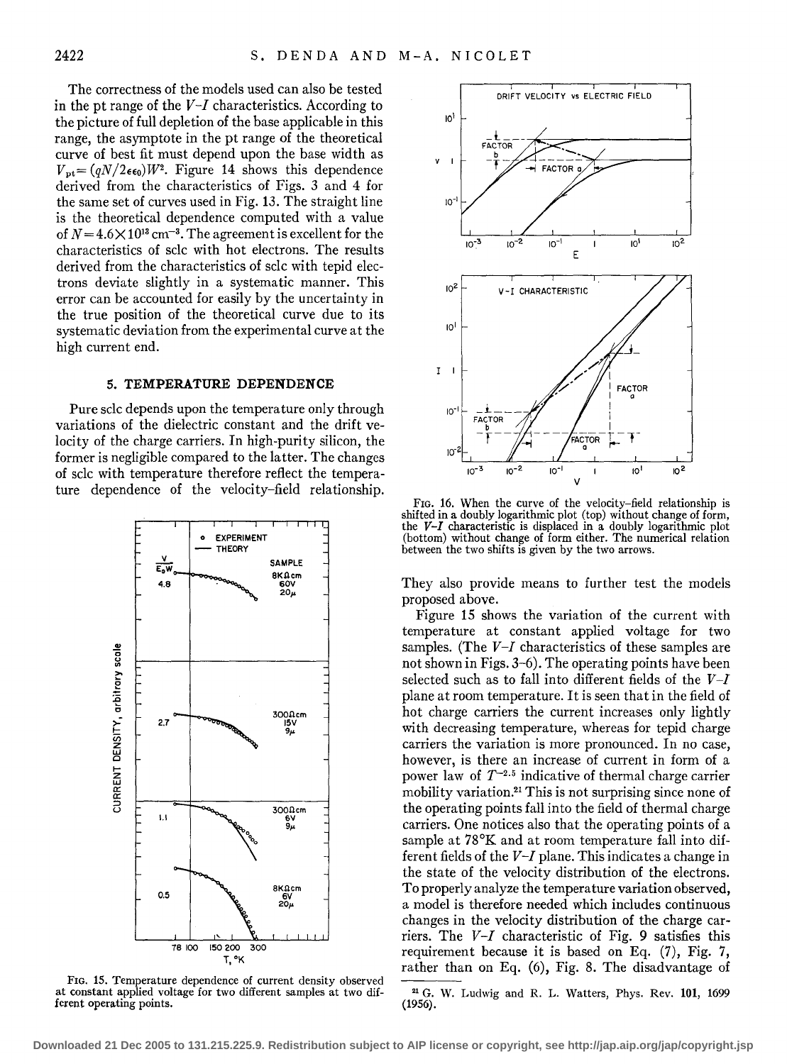The correctness of the models used can also be tested in the pt range of the $V$–$I$ characteristics. According to the picture of full depletion of the base applicable in this range, the asymptote in the pt range of the theoretical curve of best fit must depend upon the base width as $V_{pt} = (qN/2\epsilon\epsilon_0)W^2$. Figure 14 shows this dependence derived from the characteristics of Figs. 3 and 4 for the same set of curves used in Fig. 13. The straight line is the theoretical dependence computed with a value of $N = 4.6 \times 10^{13}$ cm$^{-3}$. The agreement is excellent for the characteristics of sclc with hot electrons. The results derived from the characteristics of sclc with tepid electrons deviate slightly in a systematic manner. This error can be accounted for easily by the uncertainty in the true position of the theoretical curve due to its systematic deviation from the experimental curve at the high current end.

## 5. TEMPERATURE DEPENDENCE

Pure sclc depends upon the temperature only through variations of the dielectric constant and the drift velocity of the charge carriers. In high-purity silicon, the former is negligible compared to the latter. The changes of sclc with temperature therefore reflect the temperature dependence of the velocity–field relationship.

FIG. 15. Temperature dependence of current density observed at constant applied voltage for two different samples at two different operating points.

FIG. 16. When the curve of the velocity–field relationship is shifted in a doubly logarithmic plot (top) without change of form, the $V$–$I$ characteristic is displaced in a doubly logarithmic plot (bottom) without change of form either. The numerical relation between the two shifts is given by the two arrows.

They also provide means to further test the models proposed above.

Figure 15 shows the variation of the current with temperature at constant applied voltage for two samples. (The $V$–$I$ characteristics of these samples are not shown in Figs. 3–6). The operating points have been selected such as to fall into different fields of the $V$–$I$ plane at room temperature. It is seen that in the field of hot charge carriers the current increases only lightly with decreasing temperature, whereas for tepid charge carriers the variation is more pronounced. In no case, however, is there an increase of current in form of a power law of $T^{-2.5}$ indicative of thermal charge carrier mobility variation.[21] This is not surprising since none of the operating points fall into the field of thermal charge carriers. One notices also that the operating points of a sample at 78°K and at room temperature fall into different fields of the $V$–$I$ plane. This indicates a change in the state of the velocity distribution of the electrons. To properly analyze the temperature variation observed, a model is therefore needed which includes continuous changes in the velocity distribution of the charge carriers. The $V$–$I$ characteristic of Fig. 9 satisfies this requirement because it is based on Eq. (7), Fig. 7, rather than on Eq. (6), Fig. 8. The disadvantage of

[21] G. W. Ludwig and R. L. Watters, Phys. Rev. **101**, 1699 (1956).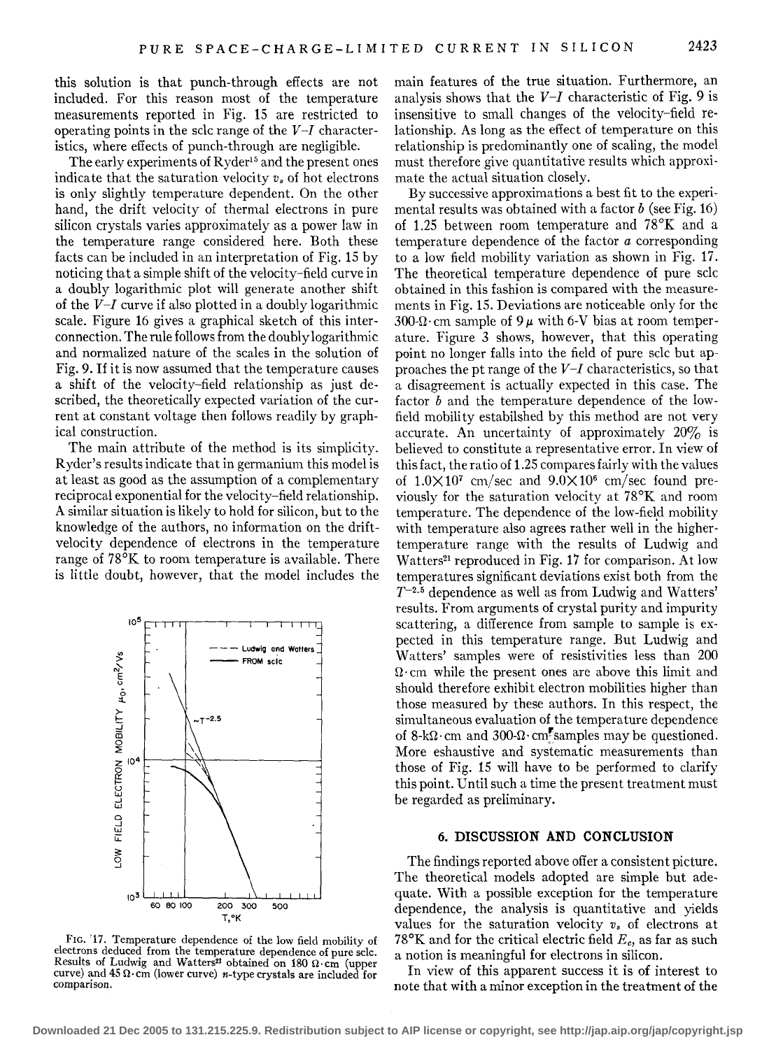this solution is that punch-through effects are not included. For this reason most of the temperature measurements reported in Fig. 15 are restricted to operating points in the sclc range of the $V$–$I$ characteristics, where effects of punch-through are negligible.

The early experiments of Ryder[15] and the present ones indicate that the saturation velocity $v_s$ of hot electrons is only slightly temperature dependent. On the other hand, the drift velocity of thermal electrons in pure silicon crystals varies approximately as a power law in the temperature range considered here. Both these facts can be included in an interpretation of Fig. 15 by noticing that a simple shift of the velocity–field curve in a doubly logarithmic plot will generate another shift of the $V$–$I$ curve if also plotted in a doubly logarithmic scale. Figure 16 gives a graphical sketch of this interconnection. The rule follows from the doubly logarithmic and normalized nature of the scales in the solution of Fig. 9. If it is now assumed that the temperature causes a shift of the velocity–field relationship as just described, the theoretically expected variation of the current at constant voltage then follows readily by graphical construction.

The main attribute of the method is its simplicity. Ryder's results indicate that in germanium this model is at least as good as the assumption of a complementary reciprocal exponential for the velocity–field relationship. A similar situation is likely to hold for silicon, but to the knowledge of the authors, no information on the drift-velocity dependence of electrons in the temperature range of 78°K to room temperature is available. There is little doubt, however, that the model includes the main features of the true situation. Furthermore, an analysis shows that the $V$–$I$ characteristic of Fig. 9 is insensitive to small changes of the velocity–field relationship. As long as the effect of temperature on this relationship is predominantly one of scaling, the model must therefore give quantitative results which approximate the actual situation closely.

FIG. 17. Temperature dependence of the low field mobility of electrons deduced from the temperature dependence of pure sclc. Results of Ludwig and Watters[21] obtained on 180 Ω·cm (upper curve) and 45 Ω·cm (lower curve) $n$-type crystals are included for comparison.

By successive approximations a best fit to the experimental results was obtained with a factor $b$ (see Fig. 16) of 1.25 between room temperature and 78°K and a temperature dependence of the factor $a$ corresponding to a low field mobility variation as shown in Fig. 17. The theoretical temperature dependence of pure sclc obtained in this fashion is compared with the measurements in Fig. 15. Deviations are noticeable only for the 300-Ω·cm sample of 9 μ with 6-V bias at room temperature. Figure 3 shows, however, that this operating point no longer falls into the field of pure sclc but approaches the pt range of the $V$–$I$ characteristics, so that a disagreement is actually expected in this case. The factor $b$ and the temperature dependence of the low-field mobility estabilshed by this method are not very accurate. An uncertainty of approximately 20% is believed to constitute a representative error. In view of this fact, the ratio of 1.25 compares fairly with the values of $1.0\times10^7$ cm/sec and $9.0\times10^6$ cm/sec found previously for the saturation velocity at 78°K and room temperature. The dependence of the low-field mobility with temperature also agrees rather well in the higher-temperature range with the results of Ludwig and Watters[21] reproduced in Fig. 17 for comparison. At low temperatures significant deviations exist both from the $T^{-2.5}$ dependence as well as from Ludwig and Watters' results. From arguments of crystal purity and impurity scattering, a difference from sample to sample is expected in this temperature range. But Ludwig and Watters' samples were of resistivities less than 200 Ω·cm while the present ones are above this limit and should therefore exhibit electron mobilities higher than those measured by these authors. In this respect, the simultaneous evaluation of the temperature dependence of 8-kΩ·cm and 300-Ω·cm samples may be questioned. More eshaustive and systematic measurements than those of Fig. 15 will have to be performed to clarify this point. Until such a time the present treatment must be regarded as preliminary.

## 6. DISCUSSION AND CONCLUSION

The findings reported above offer a consistent picture. The theoretical models adopted are simple but adequate. With a possible exception for the temperature dependence, the analysis is quantitative and yields values for the saturation velocity $v_s$ of electrons at 78°K and for the critical electric field $E_c$, as far as such a notion is meaningful for electrons in silicon.

In view of this apparent success it is of interest to note that with a minor exception in the treatment of the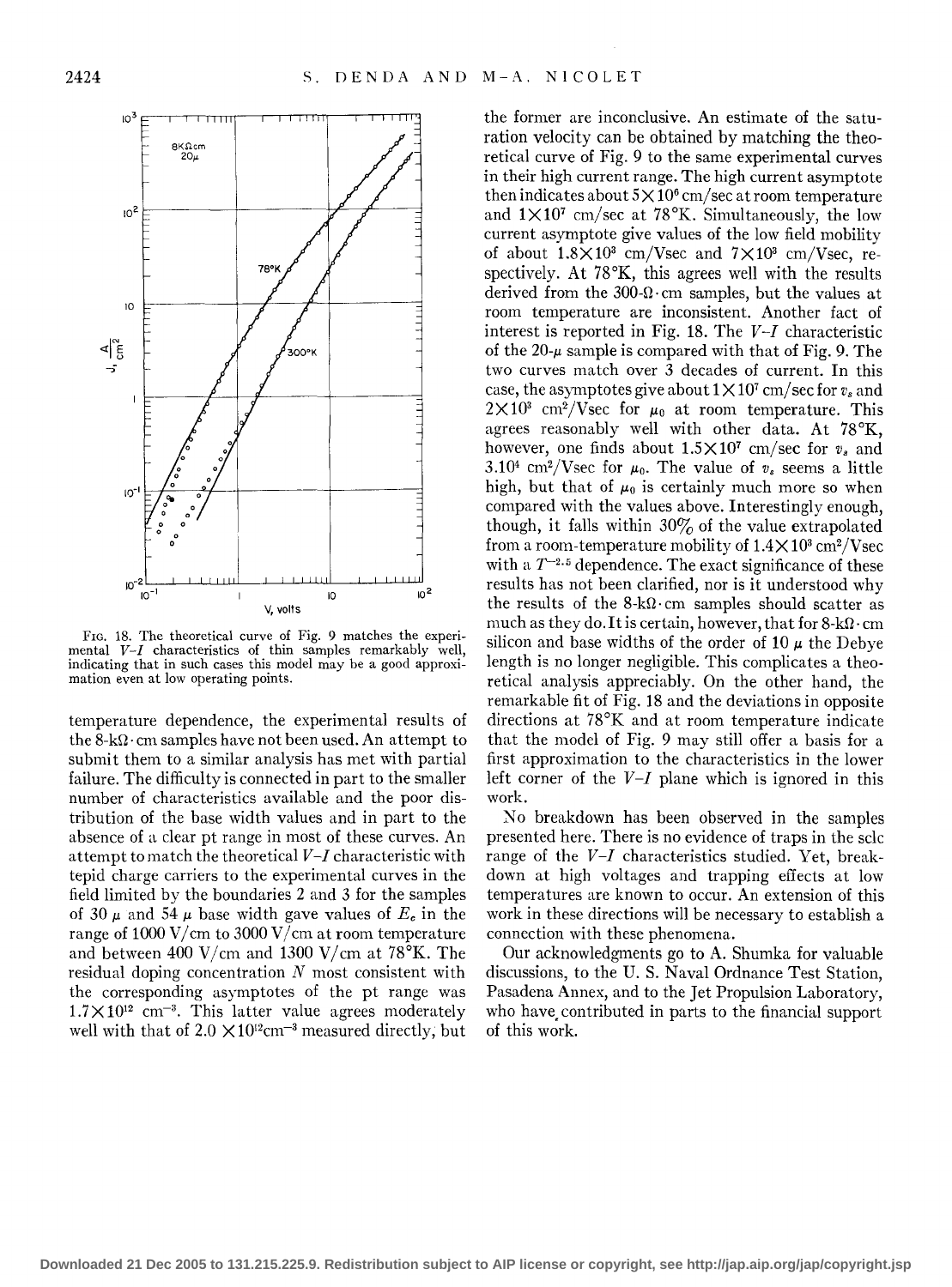10³

8KΩcm
20μ

10²

78°K

10

$J, \frac{A}{cm^2}$

300°K

1

10⁻¹

10⁻²

10⁻¹ 1 10 10²

V, volts

FIG. 18. The theoretical curve of Fig. 9 matches the experimental $V$–$I$ characteristics of thin samples remarkably well, indicating that in such cases this model may be a good approximation even at low operating points.

temperature dependence, the experimental results of the 8-kΩ·cm samples have not been used. An attempt to submit them to a similar analysis has met with partial failure. The difficulty is connected in part to the smaller number of characteristics available and the poor distribution of the base width values and in part to the absence of a clear pt range in most of these curves. An attempt to match the theoretical $V$–$I$ characteristic with tepid charge carriers to the experimental curves in the field limited by the boundaries 2 and 3 for the samples of 30 μ and 54 μ base width gave values of $E_c$ in the range of 1000 V/cm to 3000 V/cm at room temperature and between 400 V/cm and 1300 V/cm at 78°K. The residual doping concentration $N$ most consistent with the corresponding asymptotes of the pt range was $1.7\times10^{12}$ cm$^{-3}$. This latter value agrees moderately well with that of $2.0\times10^{12}$cm$^{-3}$ measured directly, but the former are inconclusive. An estimate of the saturation velocity can be obtained by matching the theoretical curve of Fig. 9 to the same experimental curves in their high current range. The high current asymptote then indicates about $5\times10^6$ cm/sec at room temperature and $1\times10^7$ cm/sec at 78°K. Simultaneously, the low current asymptote give values of the low field mobility of about $1.8\times10^3$ cm/Vsec and $7\times10^3$ cm/Vsec, respectively. At 78°K, this agrees well with the results derived from the 300-Ω·cm samples, but the values at room temperature are inconsistent. Another fact of interest is reported in Fig. 18. The $V$–$I$ characteristic of the 20-μ sample is compared with that of Fig. 9. The two curves match over 3 decades of current. In this case, the asymptotes give about $1\times10^7$ cm/sec for $v_s$ and $2\times10^3$ cm$^2$/Vsec for $\mu_0$ at room temperature. This agrees reasonably well with other data. At 78°K, however, one finds about $1.5\times10^7$ cm/sec for $v_s$ and $3.10^4$ cm$^2$/Vsec for $\mu_0$. The value of $v_s$ seems a little high, but that of $\mu_0$ is certainly much more so when compared with the values above. Interestingly enough, though, it falls within 30% of the value extrapolated from a room-temperature mobility of $1.4\times10^3$ cm$^2$/Vsec with a $T^{-2.5}$ dependence. The exact significance of these results has not been clarified, nor is it understood why the results of the 8-kΩ·cm samples should scatter as much as they do. It is certain, however, that for 8-kΩ·cm silicon and base widths of the order of 10 μ the Debye length is no longer negligible. This complicates a theoretical analysis appreciably. On the other hand, the remarkable fit of Fig. 18 and the deviations in opposite directions at 78°K and at room temperature indicate that the model of Fig. 9 may still offer a basis for a first approximation to the characteristics in the lower left corner of the $V$–$I$ plane which is ignored in this work.

No breakdown has been observed in the samples presented here. There is no evidence of traps in the sclc range of the $V$–$I$ characteristics studied. Yet, breakdown at high voltages and trapping effects at low temperatures are known to occur. An extension of this work in these directions will be necessary to establish a connection with these phenomena.

Our acknowledgments go to A. Shumka for valuable discussions, to the U. S. Naval Ordnance Test Station, Pasadena Annex, and to the Jet Propulsion Laboratory, who have contributed in parts to the financial support of this work.